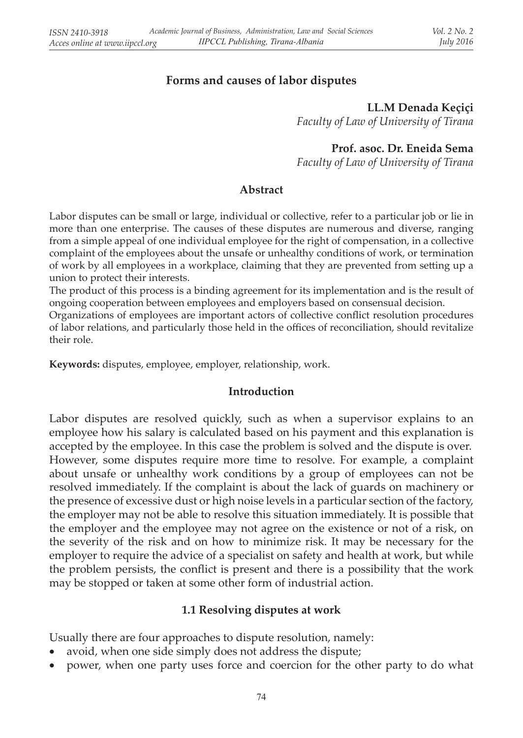# Forms and causes of labor disputes

**LL.M Denada Keçiçi**
*Faculty of Law of University of Tirana*

**Prof. asoc. Dr. Eneida Sema**
*Faculty of Law of University of Tirana*

## Abstract

Labor disputes can be small or large, individual or collective, refer to a particular job or lie in more than one enterprise. The causes of these disputes are numerous and diverse, ranging from a simple appeal of one individual employee for the right of compensation, in a collective complaint of the employees about the unsafe or unhealthy conditions of work, or termination of work by all employees in a workplace, claiming that they are prevented from setting up a union to protect their interests.

The product of this process is a binding agreement for its implementation and is the result of ongoing cooperation between employees and employers based on consensual decision.

Organizations of employees are important actors of collective conflict resolution procedures of labor relations, and particularly those held in the offices of reconciliation, should revitalize their role.

**Keywords:** disputes, employee, employer, relationship, work.

## Introduction

Labor disputes are resolved quickly, such as when a supervisor explains to an employee how his salary is calculated based on his payment and this explanation is accepted by the employee. In this case the problem is solved and the dispute is over. However, some disputes require more time to resolve. For example, a complaint about unsafe or unhealthy work conditions by a group of employees can not be resolved immediately. If the complaint is about the lack of guards on machinery or the presence of excessive dust or high noise levels in a particular section of the factory, the employer may not be able to resolve this situation immediately. It is possible that the employer and the employee may not agree on the existence or not of a risk, on the severity of the risk and on how to minimize risk. It may be necessary for the employer to require the advice of a specialist on safety and health at work, but while the problem persists, the conflict is present and there is a possibility that the work may be stopped or taken at some other form of industrial action.

### 1.1 Resolving disputes at work

Usually there are four approaches to dispute resolution, namely:

- avoid, when one side simply does not address the dispute;
- power, when one party uses force and coercion for the other party to do what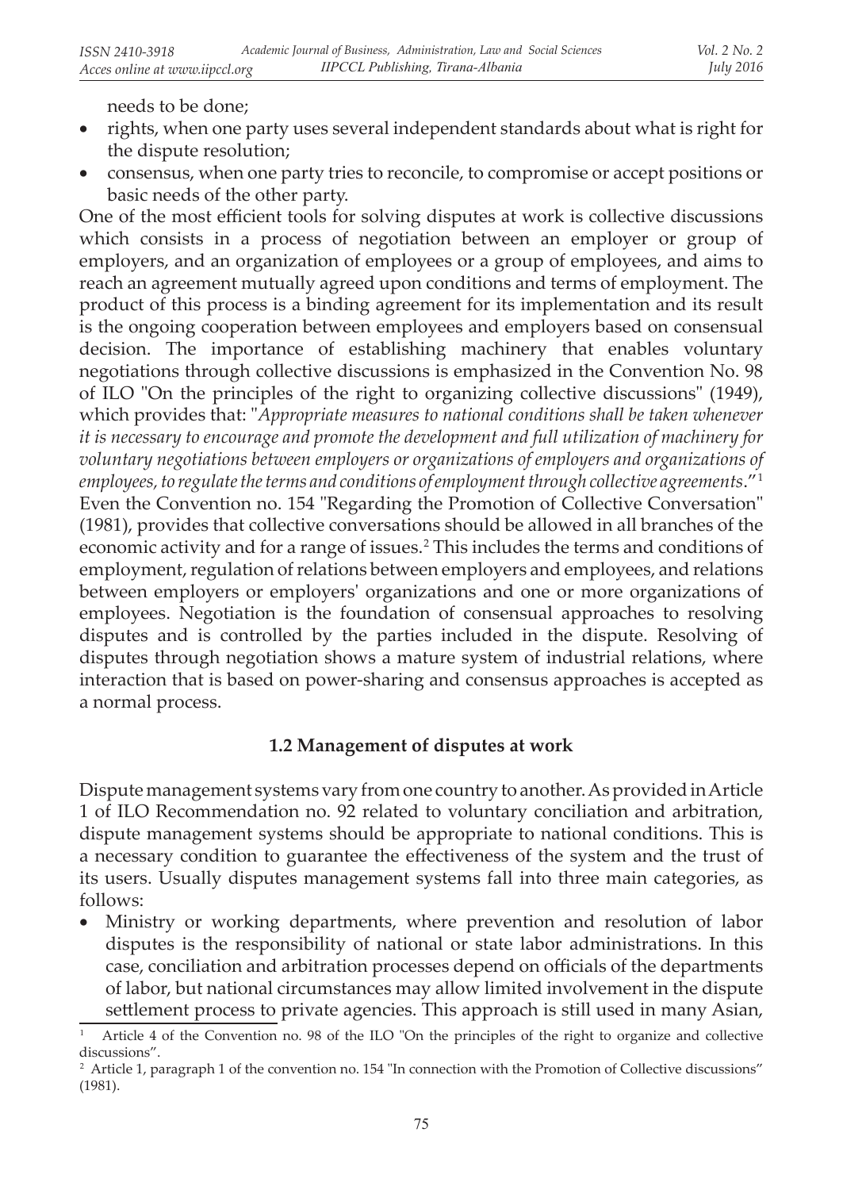needs to be done;

- rights, when one party uses several independent standards about what is right for the dispute resolution;
- consensus, when one party tries to reconcile, to compromise or accept positions or basic needs of the other party.

One of the most efficient tools for solving disputes at work is collective discussions which consists in a process of negotiation between an employer or group of employers, and an organization of employees or a group of employees, and aims to reach an agreement mutually agreed upon conditions and terms of employment. The product of this process is a binding agreement for its implementation and its result is the ongoing cooperation between employees and employers based on consensual decision. The importance of establishing machinery that enables voluntary negotiations through collective discussions is emphasized in the Convention No. 98 of ILO "On the principles of the right to organizing collective discussions" (1949), which provides that: "*Appropriate measures to national conditions shall be taken whenever it is necessary to encourage and promote the development and full utilization of machinery for voluntary negotiations between employers or organizations of employers and organizations of employees, to regulate the terms and conditions of employment through collective agreements*."[1] Even the Convention no. 154 "Regarding the Promotion of Collective Conversation" (1981), provides that collective conversations should be allowed in all branches of the economic activity and for a range of issues.[2] This includes the terms and conditions of employment, regulation of relations between employers and employees, and relations between employers or employers' organizations and one or more organizations of employees. Negotiation is the foundation of consensual approaches to resolving disputes and is controlled by the parties included in the dispute. Resolving of disputes through negotiation shows a mature system of industrial relations, where interaction that is based on power-sharing and consensus approaches is accepted as a normal process.

### 1.2 Management of disputes at work

Dispute management systems vary from one country to another. As provided in Article 1 of ILO Recommendation no. 92 related to voluntary conciliation and arbitration, dispute management systems should be appropriate to national conditions. This is a necessary condition to guarantee the effectiveness of the system and the trust of its users. Usually disputes management systems fall into three main categories, as follows:

- Ministry or working departments, where prevention and resolution of labor disputes is the responsibility of national or state labor administrations. In this case, conciliation and arbitration processes depend on officials of the departments of labor, but national circumstances may allow limited involvement in the dispute settlement process to private agencies. This approach is still used in many Asian,

---

[1] Article 4 of the Convention no. 98 of the ILO "On the principles of the right to organize and collective discussions".

[2] Article 1, paragraph 1 of the convention no. 154 "In connection with the Promotion of Collective discussions" (1981).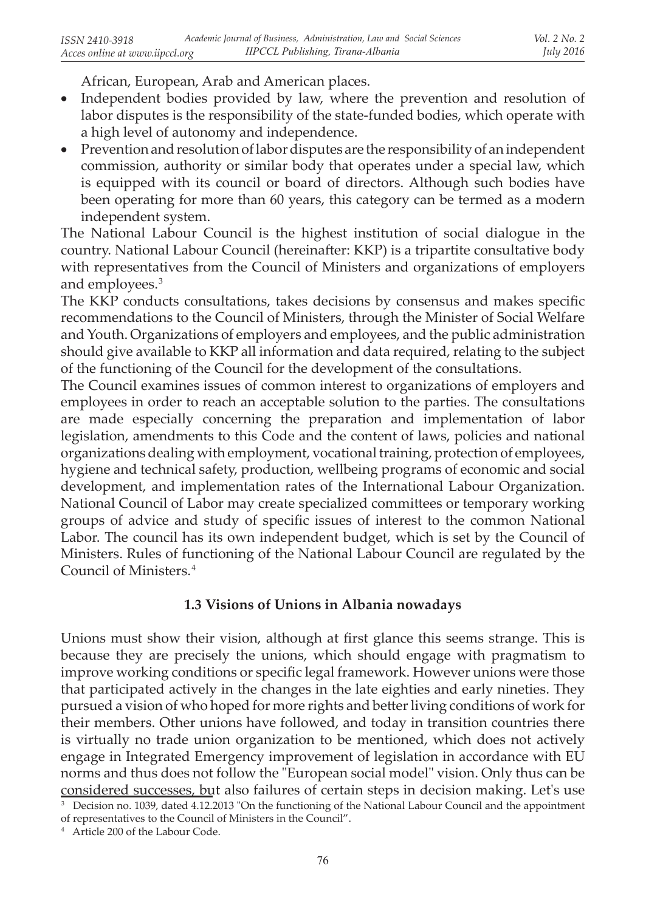African, European, Arab and American places.

- Independent bodies provided by law, where the prevention and resolution of labor disputes is the responsibility of the state-funded bodies, which operate with a high level of autonomy and independence.
- Prevention and resolution of labor disputes are the responsibility of an independent commission, authority or similar body that operates under a special law, which is equipped with its council or board of directors. Although such bodies have been operating for more than 60 years, this category can be termed as a modern independent system.

The National Labour Council is the highest institution of social dialogue in the country. National Labour Council (hereinafter: KKP) is a tripartite consultative body with representatives from the Council of Ministers and organizations of employers and employees.[3]

The KKP conducts consultations, takes decisions by consensus and makes specific recommendations to the Council of Ministers, through the Minister of Social Welfare and Youth. Organizations of employers and employees, and the public administration should give available to KKP all information and data required, relating to the subject of the functioning of the Council for the development of the consultations.

The Council examines issues of common interest to organizations of employers and employees in order to reach an acceptable solution to the parties. The consultations are made especially concerning the preparation and implementation of labor legislation, amendments to this Code and the content of laws, policies and national organizations dealing with employment, vocational training, protection of employees, hygiene and technical safety, production, wellbeing programs of economic and social development, and implementation rates of the International Labour Organization. National Council of Labor may create specialized committees or temporary working groups of advice and study of specific issues of interest to the common National Labor. The council has its own independent budget, which is set by the Council of Ministers. Rules of functioning of the National Labour Council are regulated by the Council of Ministers.[4]

### 1.3 Visions of Unions in Albania nowadays

Unions must show their vision, although at first glance this seems strange. This is because they are precisely the unions, which should engage with pragmatism to improve working conditions or specific legal framework. However unions were those that participated actively in the changes in the late eighties and early nineties. They pursued a vision of who hoped for more rights and better living conditions of work for their members. Other unions have followed, and today in transition countries there is virtually no trade union organization to be mentioned, which does not actively engage in Integrated Emergency improvement of legislation in accordance with EU norms and thus does not follow the "European social model" vision. Only thus can be considered successes, but also failures of certain steps in decision making. Let's use

[3] Decision no. 1039, dated 4.12.2013 "On the functioning of the National Labour Council and the appointment of representatives to the Council of Ministers in the Council".

[4] Article 200 of the Labour Code.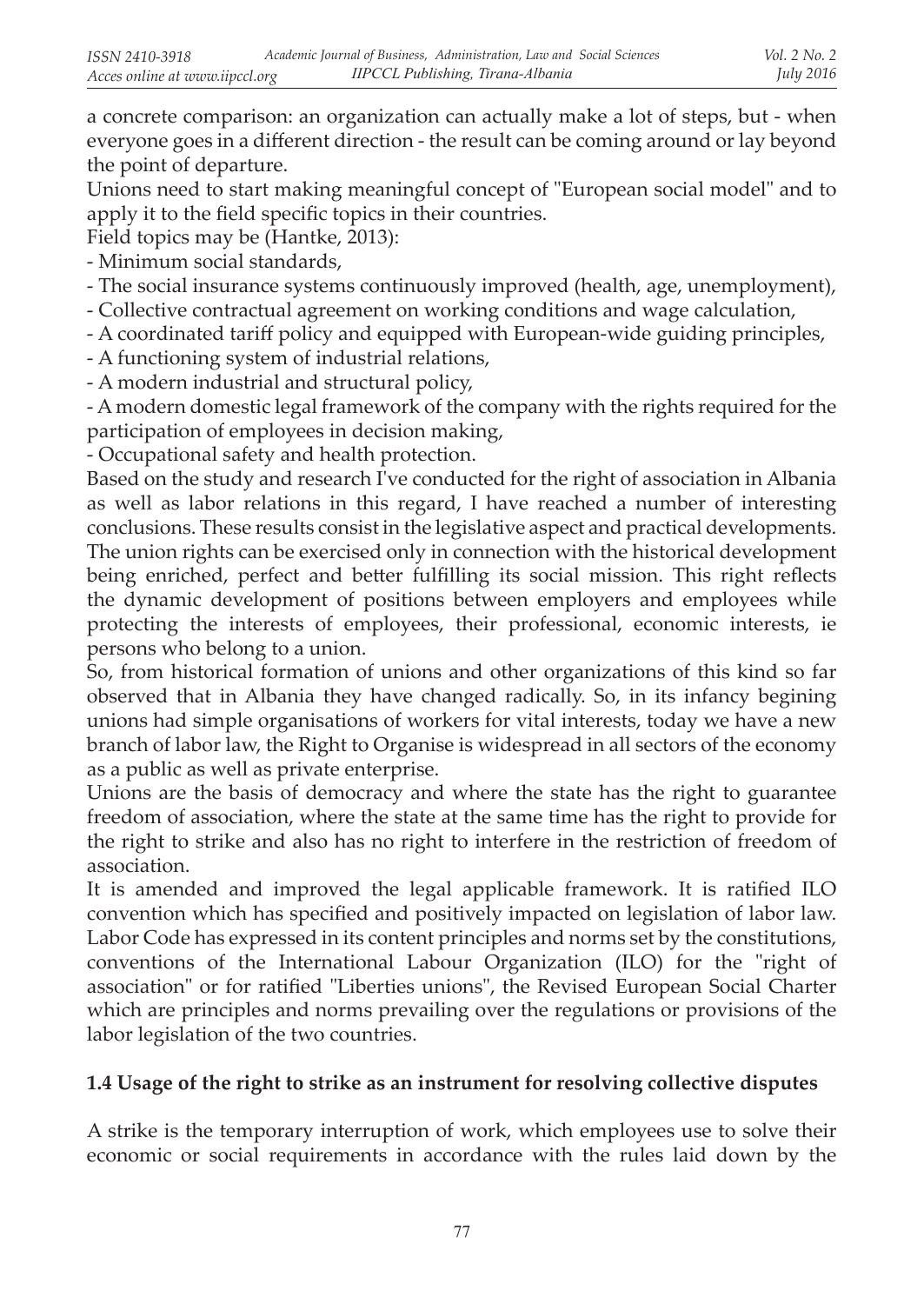a concrete comparison: an organization can actually make a lot of steps, but - when everyone goes in a different direction - the result can be coming around or lay beyond the point of departure.

Unions need to start making meaningful concept of "European social model" and to apply it to the field specific topics in their countries.

Field topics may be (Hantke, 2013):

- Minimum social standards,
- The social insurance systems continuously improved (health, age, unemployment),
- Collective contractual agreement on working conditions and wage calculation,
- A coordinated tariff policy and equipped with European-wide guiding principles,
- A functioning system of industrial relations,
- A modern industrial and structural policy,
- A modern domestic legal framework of the company with the rights required for the participation of employees in decision making,
- Occupational safety and health protection.

Based on the study and research I've conducted for the right of association in Albania as well as labor relations in this regard, I have reached a number of interesting conclusions. These results consist in the legislative aspect and practical developments.

The union rights can be exercised only in connection with the historical development being enriched, perfect and better fulfilling its social mission. This right reflects the dynamic development of positions between employers and employees while protecting the interests of employees, their professional, economic interests, ie persons who belong to a union.

So, from historical formation of unions and other organizations of this kind so far observed that in Albania they have changed radically. So, in its infancy begining unions had simple organisations of workers for vital interests, today we have a new branch of labor law, the Right to Organise is widespread in all sectors of the economy as a public as well as private enterprise.

Unions are the basis of democracy and where the state has the right to guarantee freedom of association, where the state at the same time has the right to provide for the right to strike and also has no right to interfere in the restriction of freedom of association.

It is amended and improved the legal applicable framework. It is ratified ILO convention which has specified and positively impacted on legislation of labor law. Labor Code has expressed in its content principles and norms set by the constitutions, conventions of the International Labour Organization (ILO) for the "right of association" or for ratified "Liberties unions", the Revised European Social Charter which are principles and norms prevailing over the regulations or provisions of the labor legislation of the two countries.

### 1.4 Usage of the right to strike as an instrument for resolving collective disputes

A strike is the temporary interruption of work, which employees use to solve their economic or social requirements in accordance with the rules laid down by the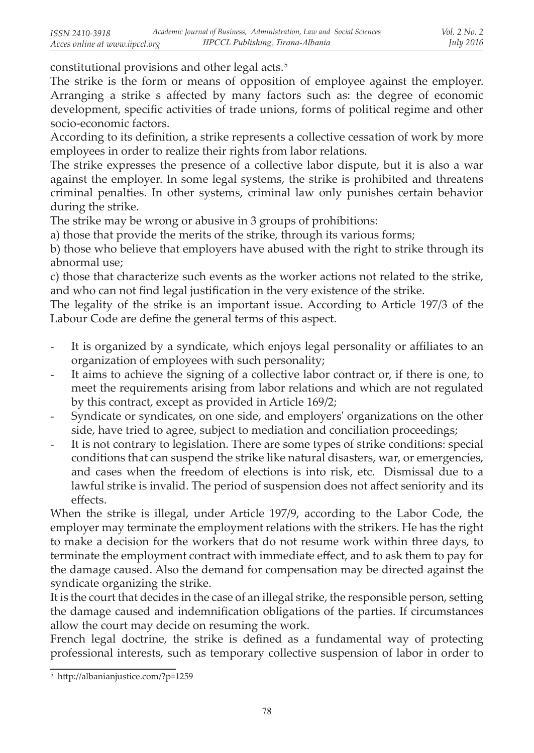constitutional provisions and other legal acts.[5]

The strike is the form or means of opposition of employee against the employer. Arranging a strike s affected by many factors such as: the degree of economic development, specific activities of trade unions, forms of political regime and other socio-economic factors.

According to its definition, a strike represents a collective cessation of work by more employees in order to realize their rights from labor relations.

The strike expresses the presence of a collective labor dispute, but it is also a war against the employer. In some legal systems, the strike is prohibited and threatens criminal penalties. In other systems, criminal law only punishes certain behavior during the strike.

The strike may be wrong or abusive in 3 groups of prohibitions:

a) those that provide the merits of the strike, through its various forms;

b) those who believe that employers have abused with the right to strike through its abnormal use;

c) those that characterize such events as the worker actions not related to the strike, and who can not find legal justification in the very existence of the strike.

The legality of the strike is an important issue. According to Article 197/3 of the Labour Code are define the general terms of this aspect.

- It is organized by a syndicate, which enjoys legal personality or affiliates to an organization of employees with such personality;
- It aims to achieve the signing of a collective labor contract or, if there is one, to meet the requirements arising from labor relations and which are not regulated by this contract, except as provided in Article 169/2;
- Syndicate or syndicates, on one side, and employers' organizations on the other side, have tried to agree, subject to mediation and conciliation proceedings;
- It is not contrary to legislation. There are some types of strike conditions: special conditions that can suspend the strike like natural disasters, war, or emergencies, and cases when the freedom of elections is into risk, etc. Dismissal due to a lawful strike is invalid. The period of suspension does not affect seniority and its effects.

When the strike is illegal, under Article 197/9, according to the Labor Code, the employer may terminate the employment relations with the strikers. He has the right to make a decision for the workers that do not resume work within three days, to terminate the employment contract with immediate effect, and to ask them to pay for the damage caused. Also the demand for compensation may be directed against the syndicate organizing the strike.

It is the court that decides in the case of an illegal strike, the responsible person, setting the damage caused and indemnification obligations of the parties. If circumstances allow the court may decide on resuming the work.

French legal doctrine, the strike is defined as a fundamental way of protecting professional interests, such as temporary collective suspension of labor in order to

---

[5] http://albanianjustice.com/?p=1259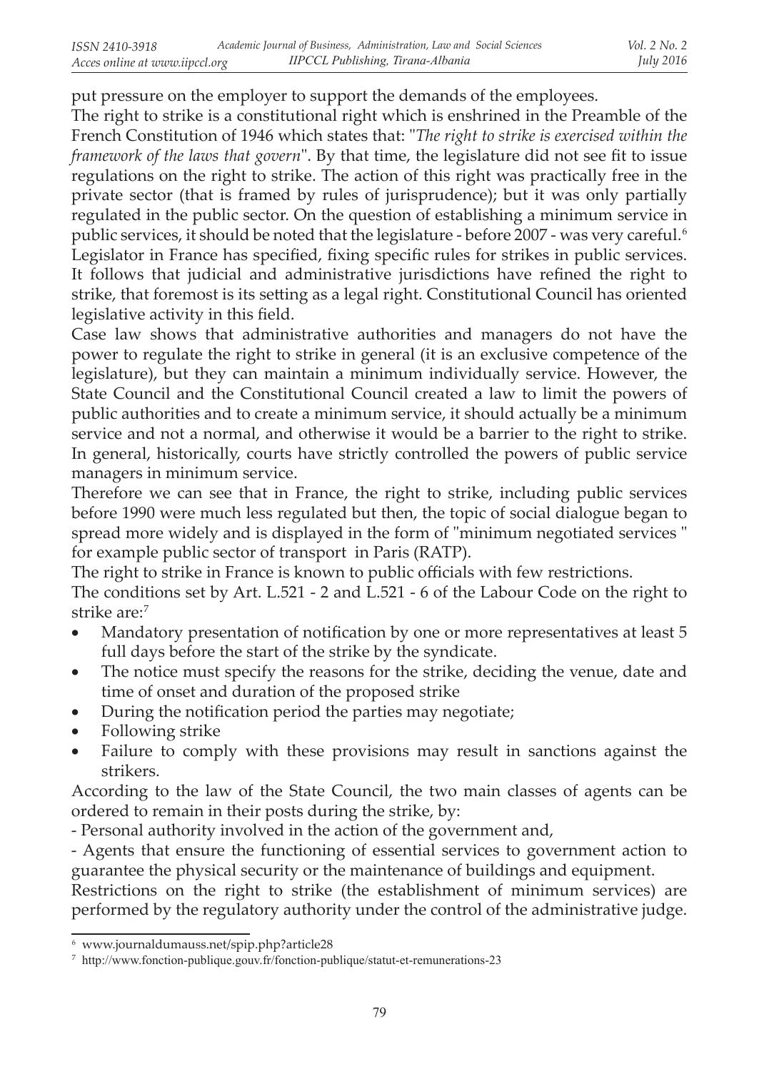put pressure on the employer to support the demands of the employees.

The right to strike is a constitutional right which is enshrined in the Preamble of the French Constitution of 1946 which states that: "*The right to strike is exercised within the framework of the laws that govern*". By that time, the legislature did not see fit to issue regulations on the right to strike. The action of this right was practically free in the private sector (that is framed by rules of jurisprudence); but it was only partially regulated in the public sector. On the question of establishing a minimum service in public services, it should be noted that the legislature - before 2007 - was very careful.[6] Legislator in France has specified, fixing specific rules for strikes in public services. It follows that judicial and administrative jurisdictions have refined the right to strike, that foremost is its setting as a legal right. Constitutional Council has oriented legislative activity in this field.

Case law shows that administrative authorities and managers do not have the power to regulate the right to strike in general (it is an exclusive competence of the legislature), but they can maintain a minimum individually service. However, the State Council and the Constitutional Council created a law to limit the powers of public authorities and to create a minimum service, it should actually be a minimum service and not a normal, and otherwise it would be a barrier to the right to strike. In general, historically, courts have strictly controlled the powers of public service managers in minimum service.

Therefore we can see that in France, the right to strike, including public services before 1990 were much less regulated but then, the topic of social dialogue began to spread more widely and is displayed in the form of "minimum negotiated services " for example public sector of transport in Paris (RATP).

The right to strike in France is known to public officials with few restrictions.

The conditions set by Art. L.521 - 2 and L.521 - 6 of the Labour Code on the right to strike are:[7]

- Mandatory presentation of notification by one or more representatives at least 5 full days before the start of the strike by the syndicate.
- The notice must specify the reasons for the strike, deciding the venue, date and time of onset and duration of the proposed strike
- During the notification period the parties may negotiate;
- Following strike
- Failure to comply with these provisions may result in sanctions against the strikers.

According to the law of the State Council, the two main classes of agents can be ordered to remain in their posts during the strike, by:

- Personal authority involved in the action of the government and,

- Agents that ensure the functioning of essential services to government action to guarantee the physical security or the maintenance of buildings and equipment.

Restrictions on the right to strike (the establishment of minimum services) are performed by the regulatory authority under the control of the administrative judge.

---

[6] www.journaldumauss.net/spip.php?article28

[7] http://www.fonction-publique.gouv.fr/fonction-publique/statut-et-remunerations-23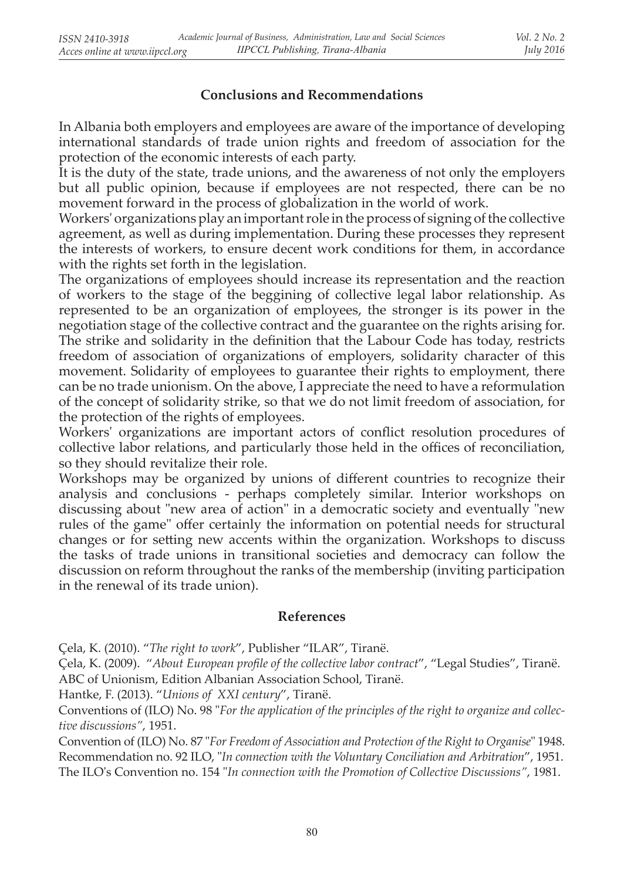## Conclusions and Recommendations

In Albania both employers and employees are aware of the importance of developing international standards of trade union rights and freedom of association for the protection of the economic interests of each party.

It is the duty of the state, trade unions, and the awareness of not only the employers but all public opinion, because if employees are not respected, there can be no movement forward in the process of globalization in the world of work.

Workers' organizations play an important role in the process of signing of the collective agreement, as well as during implementation. During these processes they represent the interests of workers, to ensure decent work conditions for them, in accordance with the rights set forth in the legislation.

The organizations of employees should increase its representation and the reaction of workers to the stage of the beggining of collective legal labor relationship. As represented to be an organization of employees, the stronger is its power in the negotiation stage of the collective contract and the guarantee on the rights arising for.

The strike and solidarity in the definition that the Labour Code has today, restricts freedom of association of organizations of employers, solidarity character of this movement. Solidarity of employees to guarantee their rights to employment, there can be no trade unionism. On the above, I appreciate the need to have a reformulation of the concept of solidarity strike, so that we do not limit freedom of association, for the protection of the rights of employees.

Workers' organizations are important actors of conflict resolution procedures of collective labor relations, and particularly those held in the offices of reconciliation, so they should revitalize their role.

Workshops may be organized by unions of different countries to recognize their analysis and conclusions - perhaps completely similar. Interior workshops on discussing about "new area of action" in a democratic society and eventually "new rules of the game" offer certainly the information on potential needs for structural changes or for setting new accents within the organization. Workshops to discuss the tasks of trade unions in transitional societies and democracy can follow the discussion on reform throughout the ranks of the membership (inviting participation in the renewal of its trade union).

## References

Çela, K. (2010). "*The right to work*", Publisher "ILAR", Tiranë.

Çela, K. (2009). "*About European profile of the collective labor contract*", "Legal Studies", Tiranë.

ABC of Unionism, Edition Albanian Association School, Tiranë.

Hantke, F. (2013). "*Unions of XXI century*", Tiranë.

Conventions of (ILO) No. 98 "*For the application of the principles of the right to organize and collective discussions"*, 1951.

Convention of (ILO) No. 87 "*For Freedom of Association and Protection of the Right to Organise*" 1948.

Recommendation no. 92 ILO, "*In connection with the Voluntary Conciliation and Arbitration*", 1951.

The ILO's Convention no. 154 "*In connection with the Promotion of Collective Discussions"*, 1981.